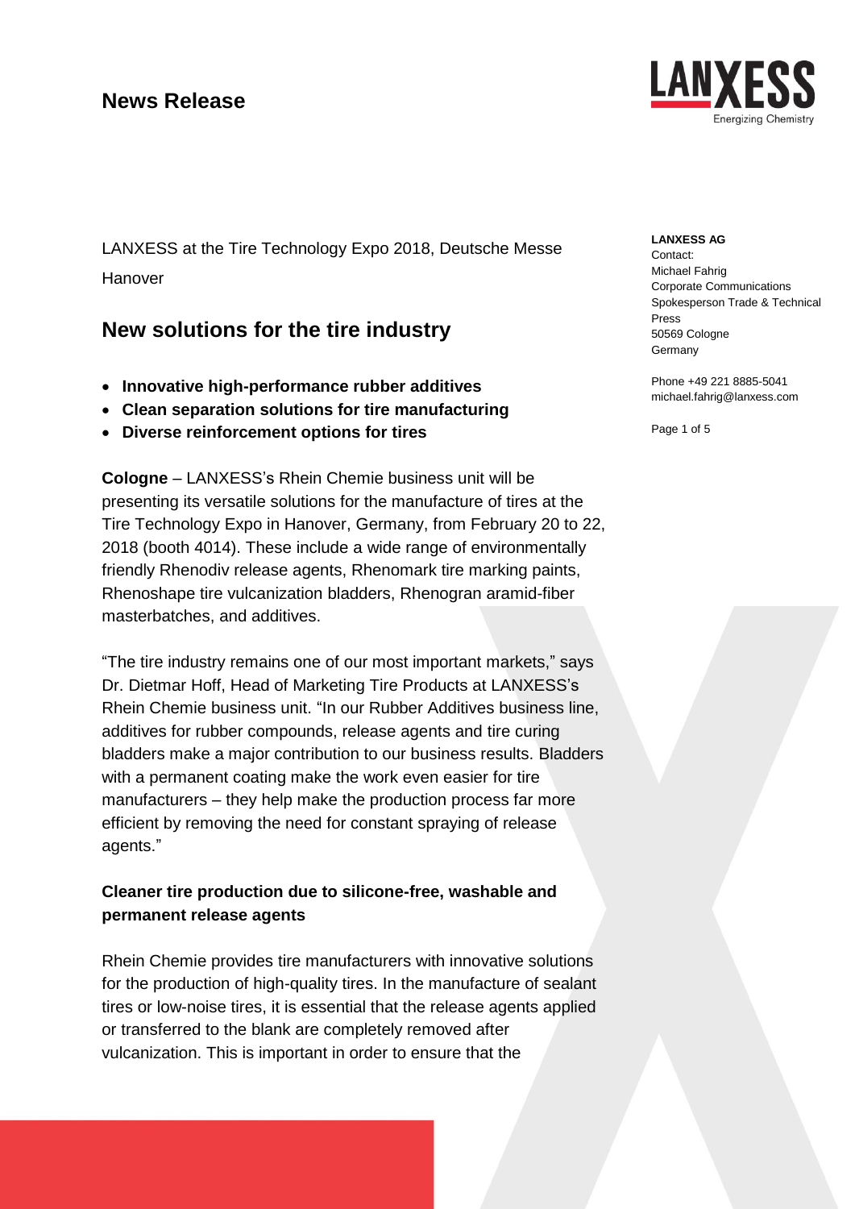# News Release

**LANXESS AG**
Contact:
Michael Fahrig
Corporate Communications
Spokesperson Trade & Technical Press
50569 Cologne
Germany

Phone +49 221 8885-5041
michael.fahrig@lanxess.com

LANXESS at the Tire Technology Expo 2018, Deutsche Messe Hanover

## New solutions for the tire industry

- **Innovative high-performance rubber additives**
- **Clean separation solutions for tire manufacturing**
- **Diverse reinforcement options for tires**

**Cologne** – LANXESS's Rhein Chemie business unit will be presenting its versatile solutions for the manufacture of tires at the Tire Technology Expo in Hanover, Germany, from February 20 to 22, 2018 (booth 4014). These include a wide range of environmentally friendly Rhenodiv release agents, Rhenomark tire marking paints, Rhenoshape tire vulcanization bladders, Rhenogran aramid-fiber masterbatches, and additives.

"The tire industry remains one of our most important markets," says Dr. Dietmar Hoff, Head of Marketing Tire Products at LANXESS's Rhein Chemie business unit. "In our Rubber Additives business line, additives for rubber compounds, release agents and tire curing bladders make a major contribution to our business results. Bladders with a permanent coating make the work even easier for tire manufacturers – they help make the production process far more efficient by removing the need for constant spraying of release agents."

### Cleaner tire production due to silicone-free, washable and permanent release agents

Rhein Chemie provides tire manufacturers with innovative solutions for the production of high-quality tires. In the manufacture of sealant tires or low-noise tires, it is essential that the release agents applied or transferred to the blank are completely removed after vulcanization. This is important in order to ensure that the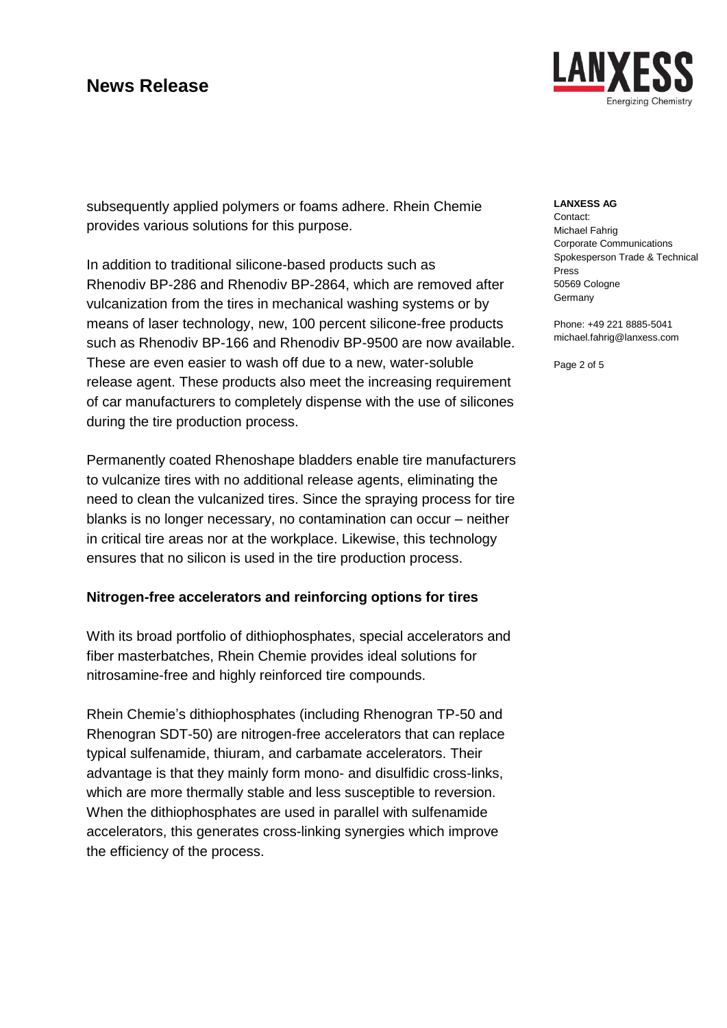subsequently applied polymers or foams adhere. Rhein Chemie provides various solutions for this purpose.

In addition to traditional silicone-based products such as Rhenodiv BP-286 and Rhenodiv BP-2864, which are removed after vulcanization from the tires in mechanical washing systems or by means of laser technology, new, 100 percent silicone-free products such as Rhenodiv BP-166 and Rhenodiv BP-9500 are now available. These are even easier to wash off due to a new, water-soluble release agent. These products also meet the increasing requirement of car manufacturers to completely dispense with the use of silicones during the tire production process.

Permanently coated Rhenoshape bladders enable tire manufacturers to vulcanize tires with no additional release agents, eliminating the need to clean the vulcanized tires. Since the spraying process for tire blanks is no longer necessary, no contamination can occur – neither in critical tire areas nor at the workplace. Likewise, this technology ensures that no silicon is used in the tire production process.

**Nitrogen-free accelerators and reinforcing options for tires**

With its broad portfolio of dithiophosphates, special accelerators and fiber masterbatches, Rhein Chemie provides ideal solutions for nitrosamine-free and highly reinforced tire compounds.

Rhein Chemie's dithiophosphates (including Rhenogran TP-50 and Rhenogran SDT-50) are nitrogen-free accelerators that can replace typical sulfenamide, thiuram, and carbamate accelerators. Their advantage is that they mainly form mono- and disulfidic cross-links, which are more thermally stable and less susceptible to reversion. When the dithiophosphates are used in parallel with sulfenamide accelerators, this generates cross-linking synergies which improve the efficiency of the process.

**LANXESS AG**
Contact:
Michael Fahrig
Corporate Communications
Spokesperson Trade & Technical Press
50569 Cologne
Germany

Phone: +49 221 8885-5041
michael.fahrig@lanxess.com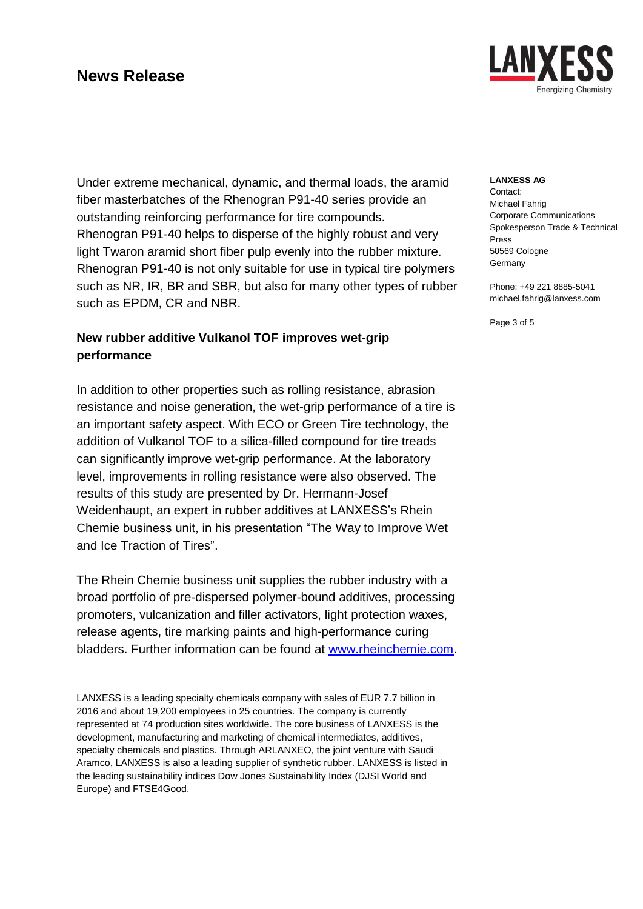Under extreme mechanical, dynamic, and thermal loads, the aramid fiber masterbatches of the Rhenogran P91-40 series provide an outstanding reinforcing performance for tire compounds. Rhenogran P91-40 helps to disperse of the highly robust and very light Twaron aramid short fiber pulp evenly into the rubber mixture. Rhenogran P91-40 is not only suitable for use in typical tire polymers such as NR, IR, BR and SBR, but also for many other types of rubber such as EPDM, CR and NBR.

**New rubber additive Vulkanol TOF improves wet-grip performance**

In addition to other properties such as rolling resistance, abrasion resistance and noise generation, the wet-grip performance of a tire is an important safety aspect. With ECO or Green Tire technology, the addition of Vulkanol TOF to a silica-filled compound for tire treads can significantly improve wet-grip performance. At the laboratory level, improvements in rolling resistance were also observed. The results of this study are presented by Dr. Hermann-Josef Weidenhaupt, an expert in rubber additives at LANXESS's Rhein Chemie business unit, in his presentation "The Way to Improve Wet and Ice Traction of Tires".

The Rhein Chemie business unit supplies the rubber industry with a broad portfolio of pre-dispersed polymer-bound additives, processing promoters, vulcanization and filler activators, light protection waxes, release agents, tire marking paints and high-performance curing bladders. Further information can be found at [www.rheinchemie.com](http://www.rheinchemie.com).

LANXESS is a leading specialty chemicals company with sales of EUR 7.7 billion in 2016 and about 19,200 employees in 25 countries. The company is currently represented at 74 production sites worldwide. The core business of LANXESS is the development, manufacturing and marketing of chemical intermediates, additives, specialty chemicals and plastics. Through ARLANXEO, the joint venture with Saudi Aramco, LANXESS is also a leading supplier of synthetic rubber. LANXESS is listed in the leading sustainability indices Dow Jones Sustainability Index (DJSI World and Europe) and FTSE4Good.

**LANXESS AG**
Contact:
Michael Fahrig
Corporate Communications
Spokesperson Trade & Technical Press
50569 Cologne
Germany

Phone: +49 221 8885-5041
michael.fahrig@lanxess.com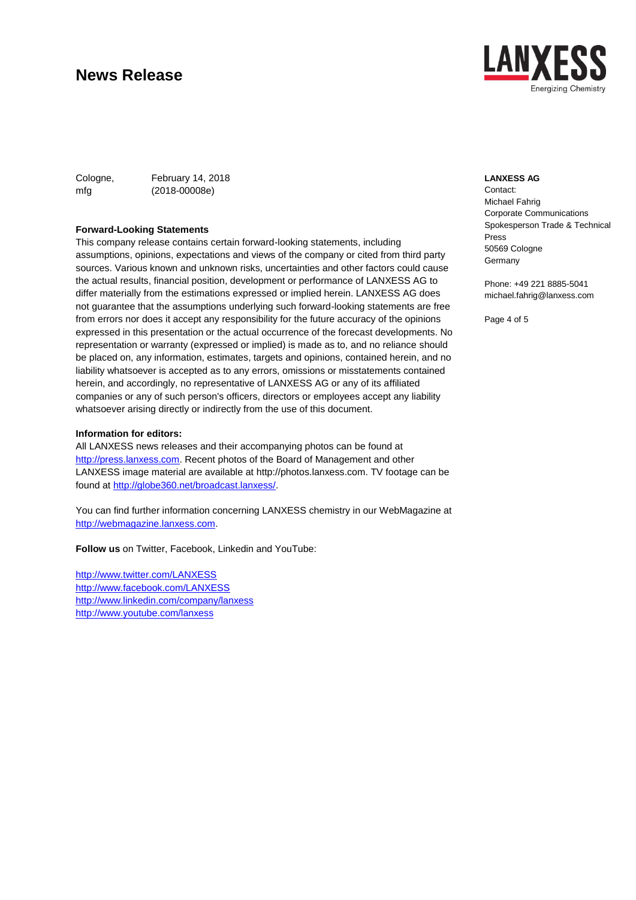# News Release

Cologne, February 14, 2018
mfg (2018-00008e)

**LANXESS AG**
Contact:
Michael Fahrig
Corporate Communications
Spokesperson Trade & Technical Press
50569 Cologne
Germany

Phone: +49 221 8885-5041
michael.fahrig@lanxess.com

**Forward-Looking Statements**

This company release contains certain forward-looking statements, including assumptions, opinions, expectations and views of the company or cited from third party sources. Various known and unknown risks, uncertainties and other factors could cause the actual results, financial position, development or performance of LANXESS AG to differ materially from the estimations expressed or implied herein. LANXESS AG does not guarantee that the assumptions underlying such forward-looking statements are free from errors nor does it accept any responsibility for the future accuracy of the opinions expressed in this presentation or the actual occurrence of the forecast developments. No representation or warranty (expressed or implied) is made as to, and no reliance should be placed on, any information, estimates, targets and opinions, contained herein, and no liability whatsoever is accepted as to any errors, omissions or misstatements contained herein, and accordingly, no representative of LANXESS AG or any of its affiliated companies or any of such person's officers, directors or employees accept any liability whatsoever arising directly or indirectly from the use of this document.

**Information for editors:**

All LANXESS news releases and their accompanying photos can be found at http://press.lanxess.com. Recent photos of the Board of Management and other LANXESS image material are available at http://photos.lanxess.com. TV footage can be found at http://globe360.net/broadcast.lanxess/.

You can find further information concerning LANXESS chemistry in our WebMagazine at http://webmagazine.lanxess.com.

**Follow us** on Twitter, Facebook, Linkedin and YouTube:

http://www.twitter.com/LANXESS
http://www.facebook.com/LANXESS
http://www.linkedin.com/company/lanxess
http://www.youtube.com/lanxess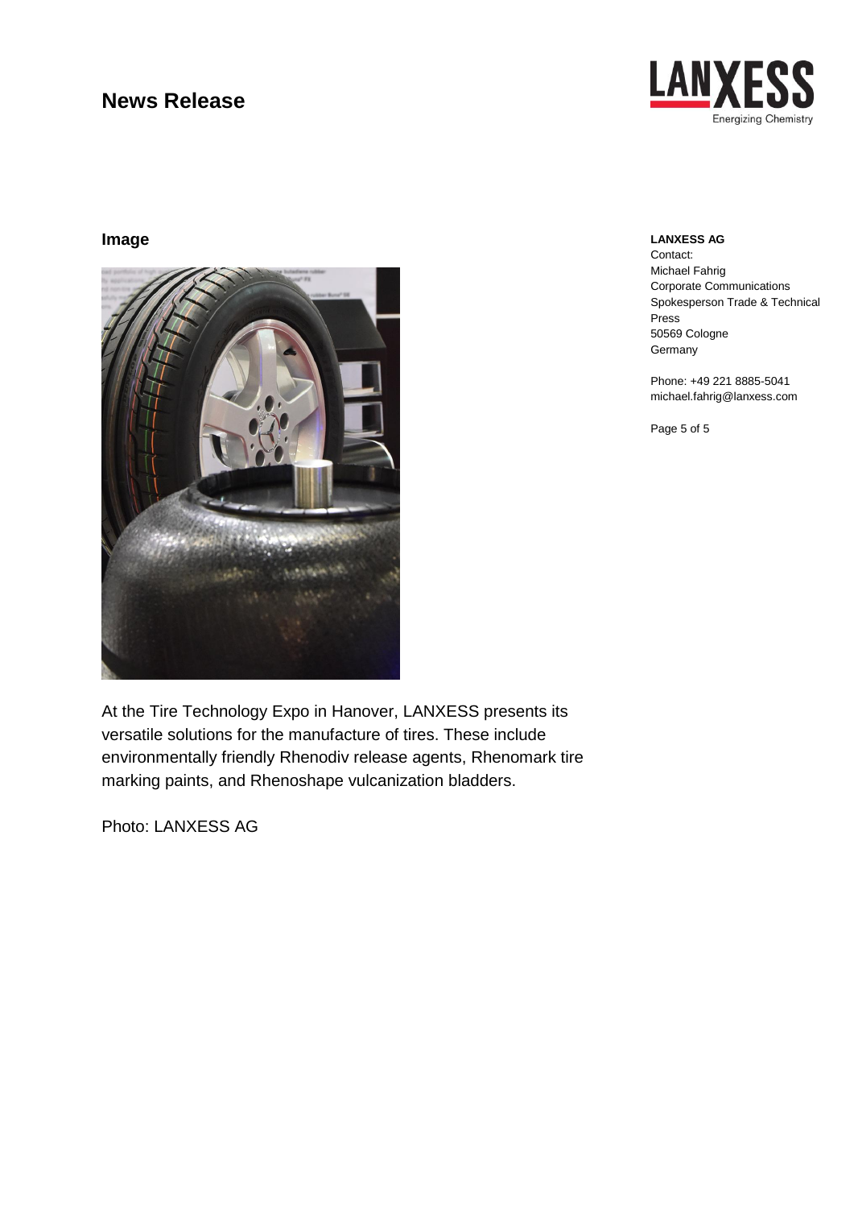# News Release

## Image

At the Tire Technology Expo in Hanover, LANXESS presents its versatile solutions for the manufacture of tires. These include environmentally friendly Rhenodiv release agents, Rhenomark tire marking paints, and Rhenoshape vulcanization bladders.

Photo: LANXESS AG

**LANXESS AG**
Contact:
Michael Fahrig
Corporate Communications
Spokesperson Trade & Technical Press
50569 Cologne
Germany

Phone: +49 221 8885-5041
michael.fahrig@lanxess.com